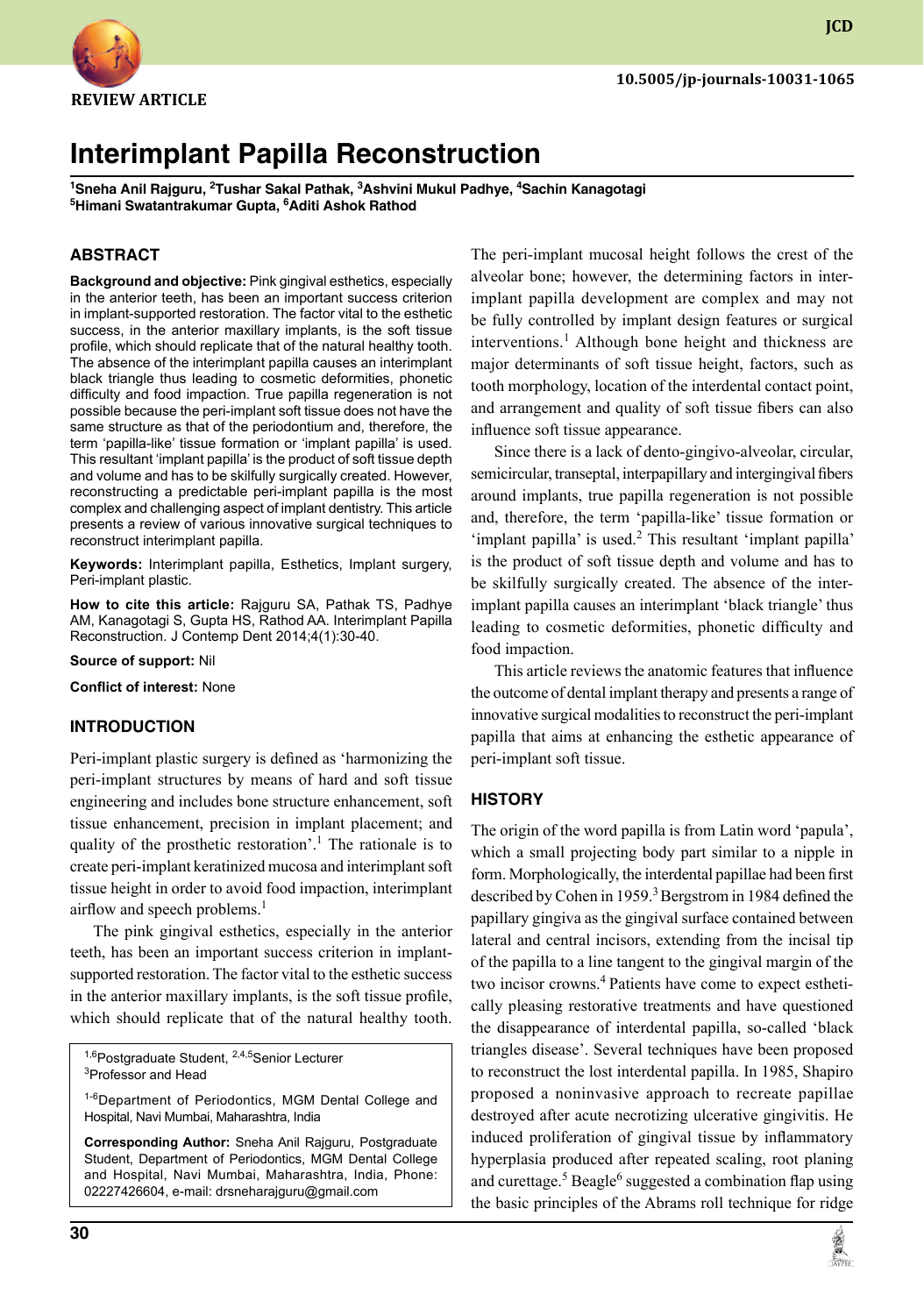REVIEW ARTICLE

10.5005/jp-journals-10031-1065

# Interimplant Papilla Reconstruction

[1]Sneha Anil Rajguru, [2]Tushar Sakal Pathak, [3]Ashvini Mukul Padhye, [4]Sachin Kanagotagi
[5]Himani Swatantrakumar Gupta, [6]Aditi Ashok Rathod

## ABSTRACT

**Background and objective:** Pink gingival esthetics, especially in the anterior teeth, has been an important success criterion in implant-supported restoration. The factor vital to the esthetic success, in the anterior maxillary implants, is the soft tissue profile, which should replicate that of the natural healthy tooth. The absence of the interimplant papilla causes an interimplant black triangle thus leading to cosmetic deformities, phonetic difficulty and food impaction. True papilla regeneration is not possible because the peri-implant soft tissue does not have the same structure as that of the periodontium and, therefore, the term 'papilla-like' tissue formation or 'implant papilla' is used. This resultant 'implant papilla' is the product of soft tissue depth and volume and has to be skilfully surgically created. However, reconstructing a predictable peri-implant papilla is the most complex and challenging aspect of implant dentistry. This article presents a review of various innovative surgical techniques to reconstruct interimplant papilla.

**Keywords:** Interimplant papilla, Esthetics, Implant surgery, Peri-implant plastic.

**How to cite this article:** Rajguru SA, Pathak TS, Padhye AM, Kanagotagi S, Gupta HS, Rathod AA. Interimplant Papilla Reconstruction. J Contemp Dent 2014;4(1):30-40.

**Source of support:** Nil

**Conflict of interest:** None

## INTRODUCTION

Peri-implant plastic surgery is defined as 'harmonizing the peri-implant structures by means of hard and soft tissue engineering and includes bone structure enhancement, soft tissue enhancement, precision in implant placement; and quality of the prosthetic restoration'.[1] The rationale is to create peri-implant keratinized mucosa and interimplant soft tissue height in order to avoid food impaction, interimplant airflow and speech problems.[1]

The pink gingival esthetics, especially in the anterior teeth, has been an important success criterion in implant-supported restoration. The factor vital to the esthetic success in the anterior maxillary implants, is the soft tissue profile, which should replicate that of the natural healthy tooth. The peri-implant mucosal height follows the crest of the alveolar bone; however, the determining factors in interimplant papilla development are complex and may not be fully controlled by implant design features or surgical interventions.[1] Although bone height and thickness are major determinants of soft tissue height, factors, such as tooth morphology, location of the interdental contact point, and arrangement and quality of soft tissue fibers can also influence soft tissue appearance.

Since there is a lack of dento-gingivo-alveolar, circular, semicircular, transeptal, interpapillary and intergingival fibers around implants, true papilla regeneration is not possible and, therefore, the term 'papilla-like' tissue formation or 'implant papilla' is used.[2] This resultant 'implant papilla' is the product of soft tissue depth and volume and has to be skilfully surgically created. The absence of the interimplant papilla causes an interimplant 'black triangle' thus leading to cosmetic deformities, phonetic difficulty and food impaction.

This article reviews the anatomic features that influence the outcome of dental implant therapy and presents a range of innovative surgical modalities to reconstruct the peri-implant papilla that aims at enhancing the esthetic appearance of peri-implant soft tissue.

## HISTORY

The origin of the word papilla is from Latin word 'papula', which a small projecting body part similar to a nipple in form. Morphologically, the interdental papillae had been first described by Cohen in 1959.[3] Bergstrom in 1984 defined the papillary gingiva as the gingival surface contained between lateral and central incisors, extending from the incisal tip of the papilla to a line tangent to the gingival margin of the two incisor crowns.[4] Patients have come to expect esthetically pleasing restorative treatments and have questioned the disappearance of interdental papilla, so-called 'black triangles disease'. Several techniques have been proposed to reconstruct the lost interdental papilla. In 1985, Shapiro proposed a noninvasive approach to recreate papillae destroyed after acute necrotizing ulcerative gingivitis. He induced proliferation of gingival tissue by inflammatory hyperplasia produced after repeated scaling, root planing and curettage.[5] Beagle[6] suggested a combination flap using the basic principles of the Abrams roll technique for ridge

---

[1,6]Postgraduate Student, [2,4,5]Senior Lecturer
[3]Professor and Head

[1-6]Department of Periodontics, MGM Dental College and Hospital, Navi Mumbai, Maharashtra, India

**Corresponding Author:** Sneha Anil Rajguru, Postgraduate Student, Department of Periodontics, MGM Dental College and Hospital, Navi Mumbai, Maharashtra, India, Phone: 02227426604, e-mail: drsneharajguru@gmail.com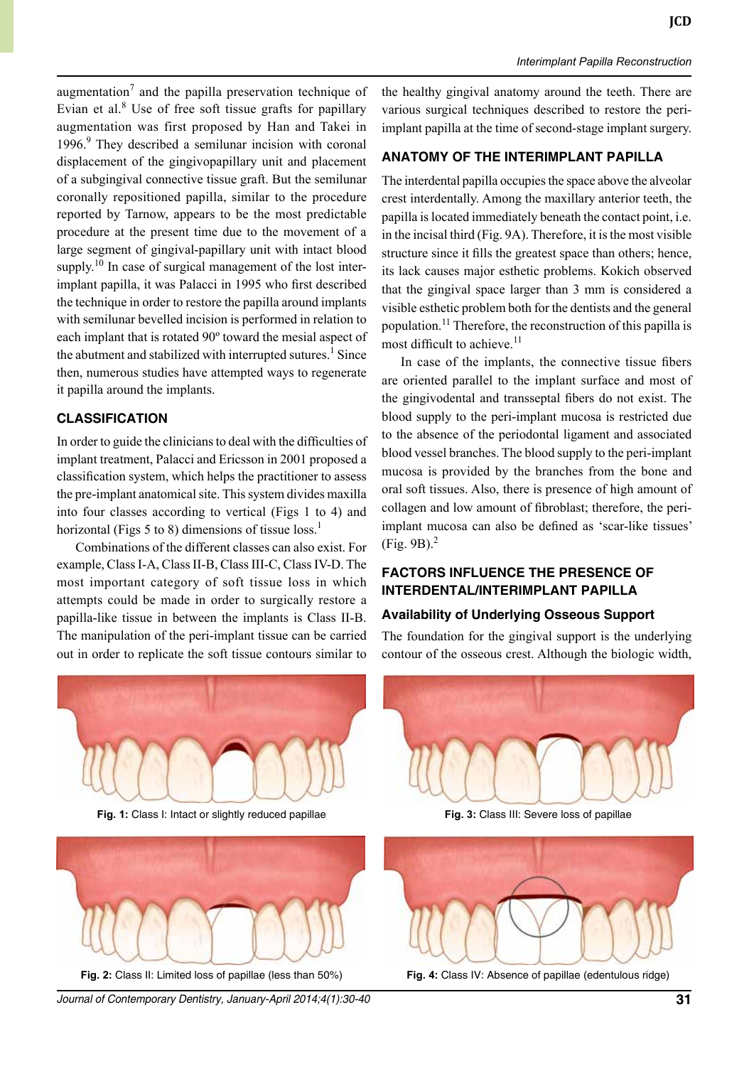augmentation[7] and the papilla preservation technique of Evian et al.[8] Use of free soft tissue grafts for papillary augmentation was first proposed by Han and Takei in 1996.[9] They described a semilunar incision with coronal displacement of the gingivopapillary unit and placement of a subgingival connective tissue graft. But the semilunar coronally repositioned papilla, similar to the procedure reported by Tarnow, appears to be the most predictable procedure at the present time due to the movement of a large segment of gingival-papillary unit with intact blood supply.[10] In case of surgical management of the lost interimplant papilla, it was Palacci in 1995 who first described the technique in order to restore the papilla around implants with semilunar bevelled incision is performed in relation to each implant that is rotated 90º toward the mesial aspect of the abutment and stabilized with interrupted sutures.[1] Since then, numerous studies have attempted ways to regenerate it papilla around the implants.

## CLASSIFICATION

In order to guide the clinicians to deal with the difficulties of implant treatment, Palacci and Ericsson in 2001 proposed a classification system, which helps the practitioner to assess the pre-implant anatomical site. This system divides maxilla into four classes according to vertical (Figs 1 to 4) and horizontal (Figs 5 to 8) dimensions of tissue loss.[1]

Combinations of the different classes can also exist. For example, Class I-A, Class II-B, Class III-C, Class IV-D. The most important category of soft tissue loss in which attempts could be made in order to surgically restore a papilla-like tissue in between the implants is Class II-B. The manipulation of the peri-implant tissue can be carried out in order to replicate the soft tissue contours similar to the healthy gingival anatomy around the teeth. There are various surgical techniques described to restore the peri-implant papilla at the time of second-stage implant surgery.

## ANATOMY OF THE INTERIMPLANT PAPILLA

The interdental papilla occupies the space above the alveolar crest interdentally. Among the maxillary anterior teeth, the papilla is located immediately beneath the contact point, i.e. in the incisal third (Fig. 9A). Therefore, it is the most visible structure since it fills the greatest space than others; hence, its lack causes major esthetic problems. Kokich observed that the gingival space larger than 3 mm is considered a visible esthetic problem both for the dentists and the general population.[11] Therefore, the reconstruction of this papilla is most difficult to achieve.[11]

In case of the implants, the connective tissue fibers are oriented parallel to the implant surface and most of the gingivodental and transseptal fibers do not exist. The blood supply to the peri-implant mucosa is restricted due to the absence of the periodontal ligament and associated blood vessel branches. The blood supply to the peri-implant mucosa is provided by the branches from the bone and oral soft tissues. Also, there is presence of high amount of collagen and low amount of fibroblast; therefore, the peri-implant mucosa can also be defined as 'scar-like tissues' (Fig. 9B).[2]

## FACTORS INFLUENCE THE PRESENCE OF INTERDENTAL/INTERIMPLANT PAPILLA

### Availability of Underlying Osseous Support

The foundation for the gingival support is the underlying contour of the osseous crest. Although the biologic width,

**Fig. 1:** Class I: Intact or slightly reduced papillae

**Fig. 2:** Class II: Limited loss of papillae (less than 50%)

**Fig. 3:** Class III: Severe loss of papillae

**Fig. 4:** Class IV: Absence of papillae (edentulous ridge)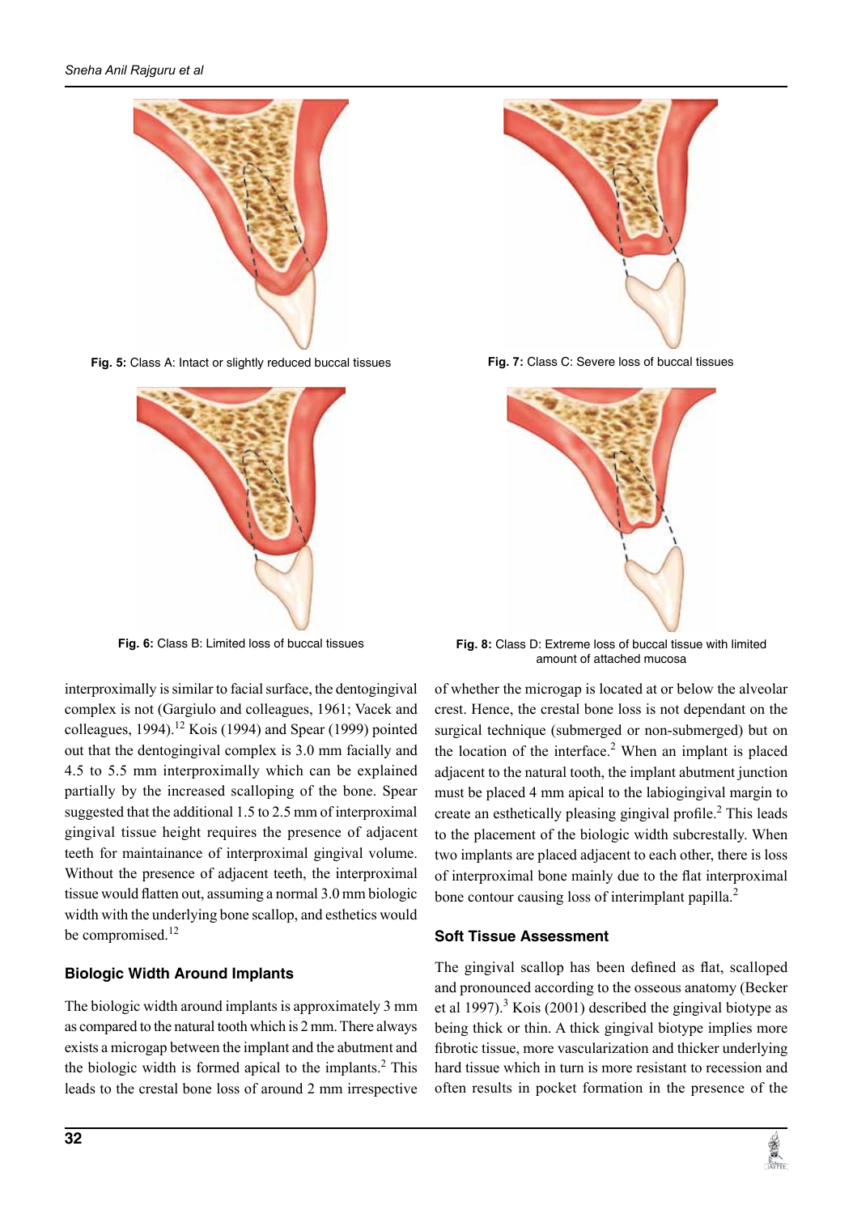Fig. 5: Class A: Intact or slightly reduced buccal tissues

Fig. 7: Class C: Severe loss of buccal tissues

Fig. 6: Class B: Limited loss of buccal tissues

Fig. 8: Class D: Extreme loss of buccal tissue with limited amount of attached mucosa

interproximally is similar to facial surface, the dentogingival complex is not (Gargiulo and colleagues, 1961; Vacek and colleagues, 1994).[12] Kois (1994) and Spear (1999) pointed out that the dentogingival complex is 3.0 mm facially and 4.5 to 5.5 mm interproximally which can be explained partially by the increased scalloping of the bone. Spear suggested that the additional 1.5 to 2.5 mm of interproximal gingival tissue height requires the presence of adjacent teeth for maintainance of interproximal gingival volume. Without the presence of adjacent teeth, the interproximal tissue would flatten out, assuming a normal 3.0 mm biologic width with the underlying bone scallop, and esthetics would be compromised.[12]

## Biologic Width Around Implants

The biologic width around implants is approximately 3 mm as compared to the natural tooth which is 2 mm. There always exists a microgap between the implant and the abutment and the biologic width is formed apical to the implants.[2] This leads to the crestal bone loss of around 2 mm irrespective of whether the microgap is located at or below the alveolar crest. Hence, the crestal bone loss is not dependant on the surgical technique (submerged or non-submerged) but on the location of the interface.[2] When an implant is placed adjacent to the natural tooth, the implant abutment junction must be placed 4 mm apical to the labiogingival margin to create an esthetically pleasing gingival profile.[2] This leads to the placement of the biologic width subcrestally. When two implants are placed adjacent to each other, there is loss of interproximal bone mainly due to the flat interproximal bone contour causing loss of interimplant papilla.[2]

## Soft Tissue Assessment

The gingival scallop has been defined as flat, scalloped and pronounced according to the osseous anatomy (Becker et al 1997).[3] Kois (2001) described the gingival biotype as being thick or thin. A thick gingival biotype implies more fibrotic tissue, more vascularization and thicker underlying hard tissue which in turn is more resistant to recession and often results in pocket formation in the presence of the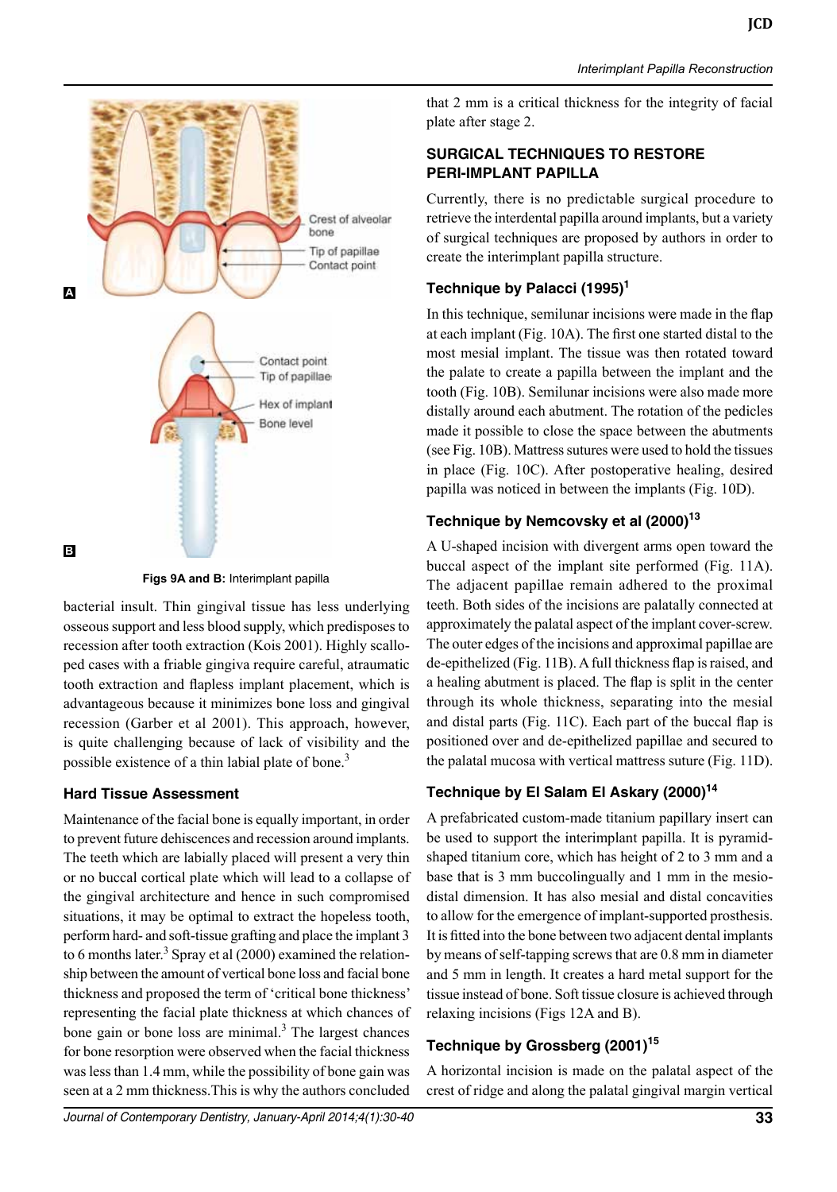Figs 9A and B: Interimplant papilla

bacterial insult. Thin gingival tissue has less underlying osseous support and less blood supply, which predisposes to recession after tooth extraction (Kois 2001). Highly scalloped cases with a friable gingiva require careful, atraumatic tooth extraction and flapless implant placement, which is advantageous because it minimizes bone loss and gingival recession (Garber et al 2001). This approach, however, is quite challenging because of lack of visibility and the possible existence of a thin labial plate of bone.[3]

### Hard Tissue Assessment

Maintenance of the facial bone is equally important, in order to prevent future dehiscences and recession around implants. The teeth which are labially placed will present a very thin or no buccal cortical plate which will lead to a collapse of the gingival architecture and hence in such compromised situations, it may be optimal to extract the hopeless tooth, perform hard- and soft-tissue grafting and place the implant 3 to 6 months later.[3] Spray et al (2000) examined the relationship between the amount of vertical bone loss and facial bone thickness and proposed the term of 'critical bone thickness' representing the facial plate thickness at which chances of bone gain or bone loss are minimal.[3] The largest chances for bone resorption were observed when the facial thickness was less than 1.4 mm, while the possibility of bone gain was seen at a 2 mm thickness.This is why the authors concluded that 2 mm is a critical thickness for the integrity of facial plate after stage 2.

## SURGICAL TECHNIQUES TO RESTORE PERI-IMPLANT PAPILLA

Currently, there is no predictable surgical procedure to retrieve the interdental papilla around implants, but a variety of surgical techniques are proposed by authors in order to create the interimplant papilla structure.

### Technique by Palacci (1995)[1]

In this technique, semilunar incisions were made in the flap at each implant (Fig. 10A). The first one started distal to the most mesial implant. The tissue was then rotated toward the palate to create a papilla between the implant and the tooth (Fig. 10B). Semilunar incisions were also made more distally around each abutment. The rotation of the pedicles made it possible to close the space between the abutments (see Fig. 10B). Mattress sutures were used to hold the tissues in place (Fig. 10C). After postoperative healing, desired papilla was noticed in between the implants (Fig. 10D).

### Technique by Nemcovsky et al (2000)[13]

A U-shaped incision with divergent arms open toward the buccal aspect of the implant site performed (Fig. 11A). The adjacent papillae remain adhered to the proximal teeth. Both sides of the incisions are palatally connected at approximately the palatal aspect of the implant cover-screw. The outer edges of the incisions and approximal papillae are de-epithelized (Fig. 11B). A full thickness flap is raised, and a healing abutment is placed. The flap is split in the center through its whole thickness, separating into the mesial and distal parts (Fig. 11C). Each part of the buccal flap is positioned over and de-epithelized papillae and secured to the palatal mucosa with vertical mattress suture (Fig. 11D).

### Technique by El Salam El Askary (2000)[14]

A prefabricated custom-made titanium papillary insert can be used to support the interimplant papilla. It is pyramid-shaped titanium core, which has height of 2 to 3 mm and a base that is 3 mm buccolingually and 1 mm in the mesio-distal dimension. It has also mesial and distal concavities to allow for the emergence of implant-supported prosthesis. It is fitted into the bone between two adjacent dental implants by means of self-tapping screws that are 0.8 mm in diameter and 5 mm in length. It creates a hard metal support for the tissue instead of bone. Soft tissue closure is achieved through relaxing incisions (Figs 12A and B).

### Technique by Grossberg (2001)[15]

A horizontal incision is made on the palatal aspect of the crest of ridge and along the palatal gingival margin vertical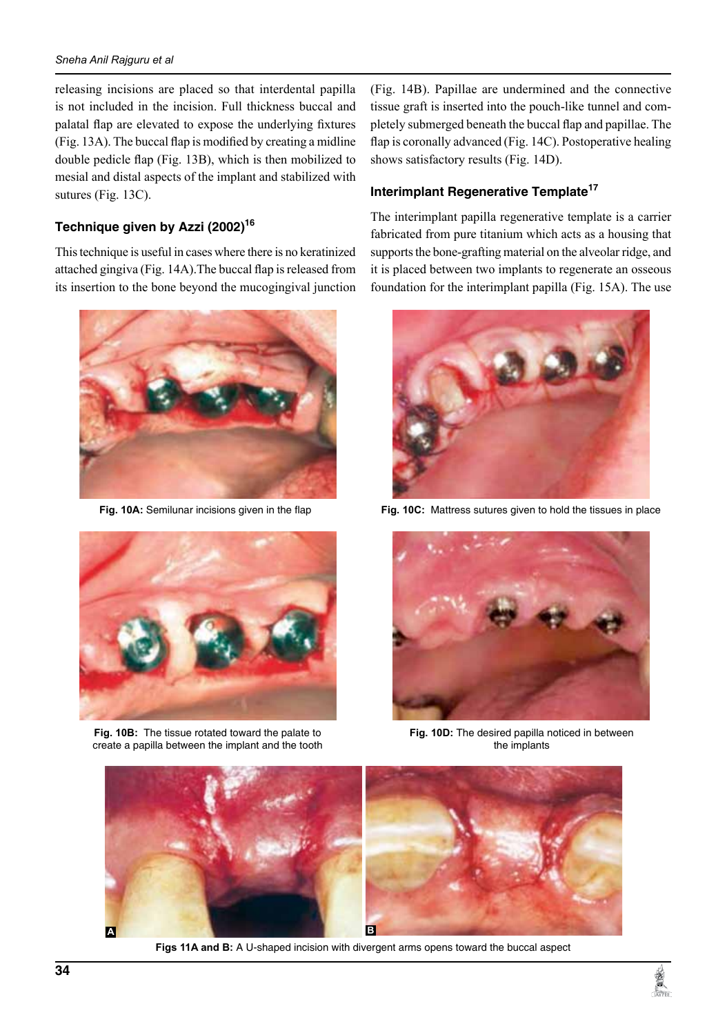releasing incisions are placed so that interdental papilla is not included in the incision. Full thickness buccal and palatal flap are elevated to expose the underlying fixtures (Fig. 13A). The buccal flap is modified by creating a midline double pedicle flap (Fig. 13B), which is then mobilized to mesial and distal aspects of the implant and stabilized with sutures (Fig. 13C).

### Technique given by Azzi (2002)[16]

This technique is useful in cases where there is no keratinized attached gingiva (Fig. 14A).The buccal flap is released from its insertion to the bone beyond the mucogingival junction (Fig. 14B). Papillae are undermined and the connective tissue graft is inserted into the pouch-like tunnel and completely submerged beneath the buccal flap and papillae. The flap is coronally advanced (Fig. 14C). Postoperative healing shows satisfactory results (Fig. 14D).

### Interimplant Regenerative Template[17]

The interimplant papilla regenerative template is a carrier fabricated from pure titanium which acts as a housing that supports the bone-grafting material on the alveolar ridge, and it is placed between two implants to regenerate an osseous foundation for the interimplant papilla (Fig. 15A). The use

**Fig. 10A:** Semilunar incisions given in the flap

**Fig. 10C:** Mattress sutures given to hold the tissues in place

**Fig. 10B:** The tissue rotated toward the palate to create a papilla between the implant and the tooth

**Fig. 10D:** The desired papilla noticed in between the implants

**Figs 11A and B:** A U-shaped incision with divergent arms opens toward the buccal aspect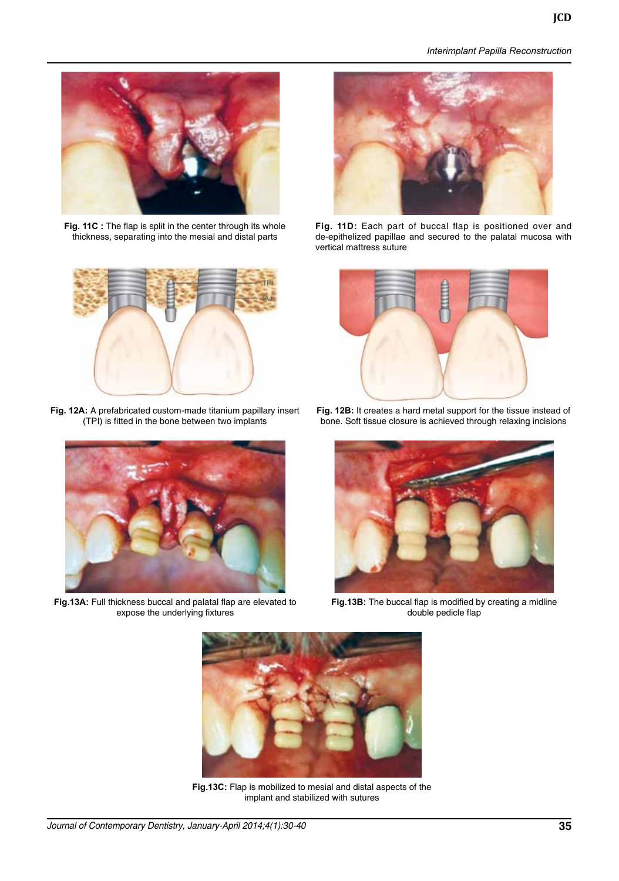**Fig. 11C :** The flap is split in the center through its whole thickness, separating into the mesial and distal parts

**Fig. 11D:** Each part of buccal flap is positioned over and de-epithelized papillae and secured to the palatal mucosa with vertical mattress suture

**Fig. 12A:** A prefabricated custom-made titanium papillary insert (TPI) is fitted in the bone between two implants

**Fig. 12B:** It creates a hard metal support for the tissue instead of bone. Soft tissue closure is achieved through relaxing incisions

**Fig.13A:** Full thickness buccal and palatal flap are elevated to expose the underlying fixtures

**Fig.13B:** The buccal flap is modified by creating a midline double pedicle flap

**Fig.13C:** Flap is mobilized to mesial and distal aspects of the implant and stabilized with sutures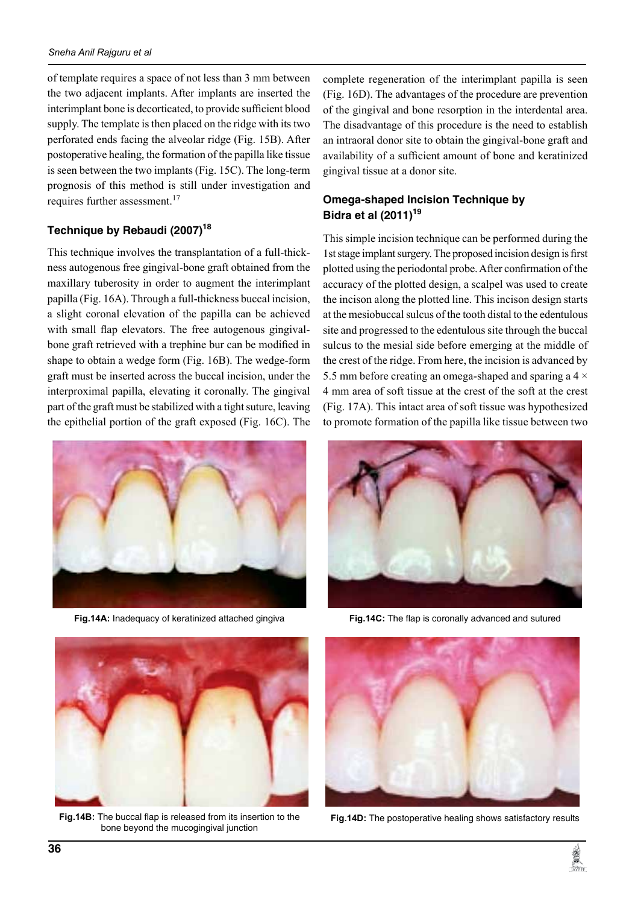of template requires a space of not less than 3 mm between the two adjacent implants. After implants are inserted the interimplant bone is decorticated, to provide sufficient blood supply. The template is then placed on the ridge with its two perforated ends facing the alveolar ridge (Fig. 15B). After postoperative healing, the formation of the papilla like tissue is seen between the two implants (Fig. 15C). The long-term prognosis of this method is still under investigation and requires further assessment.[17]

### Technique by Rebaudi (2007)[18]

This technique involves the transplantation of a full-thickness autogenous free gingival-bone graft obtained from the maxillary tuberosity in order to augment the interimplant papilla (Fig. 16A). Through a full-thickness buccal incision, a slight coronal elevation of the papilla can be achieved with small flap elevators. The free autogenous gingival-bone graft retrieved with a trephine bur can be modified in shape to obtain a wedge form (Fig. 16B). The wedge-form graft must be inserted across the buccal incision, under the interproximal papilla, elevating it coronally. The gingival part of the graft must be stabilized with a tight suture, leaving the epithelial portion of the graft exposed (Fig. 16C). The complete regeneration of the interimplant papilla is seen (Fig. 16D). The advantages of the procedure are prevention of the gingival and bone resorption in the interdental area. The disadvantage of this procedure is the need to establish an intraoral donor site to obtain the gingival-bone graft and availability of a sufficient amount of bone and keratinized gingival tissue at a donor site.

### Omega-shaped Incision Technique by Bidra et al (2011)[19]

This simple incision technique can be performed during the 1st stage implant surgery. The proposed incision design is first plotted using the periodontal probe. After confirmation of the accuracy of the plotted design, a scalpel was used to create the incison along the plotted line. This incison design starts at the mesiobuccal sulcus of the tooth distal to the edentulous site and progressed to the edentulous site through the buccal sulcus to the mesial side before emerging at the middle of the crest of the ridge. From here, the incision is advanced by 5.5 mm before creating an omega-shaped and sparing a $4 \times 4$ mm area of soft tissue at the crest of the soft at the crest (Fig. 17A). This intact area of soft tissue was hypothesized to promote formation of the papilla like tissue between two

**Fig.14A:** Inadequacy of keratinized attached gingiva

**Fig.14C:** The flap is coronally advanced and sutured

**Fig.14B:** The buccal flap is released from its insertion to the bone beyond the mucogingival junction

**Fig.14D:** The postoperative healing shows satisfactory results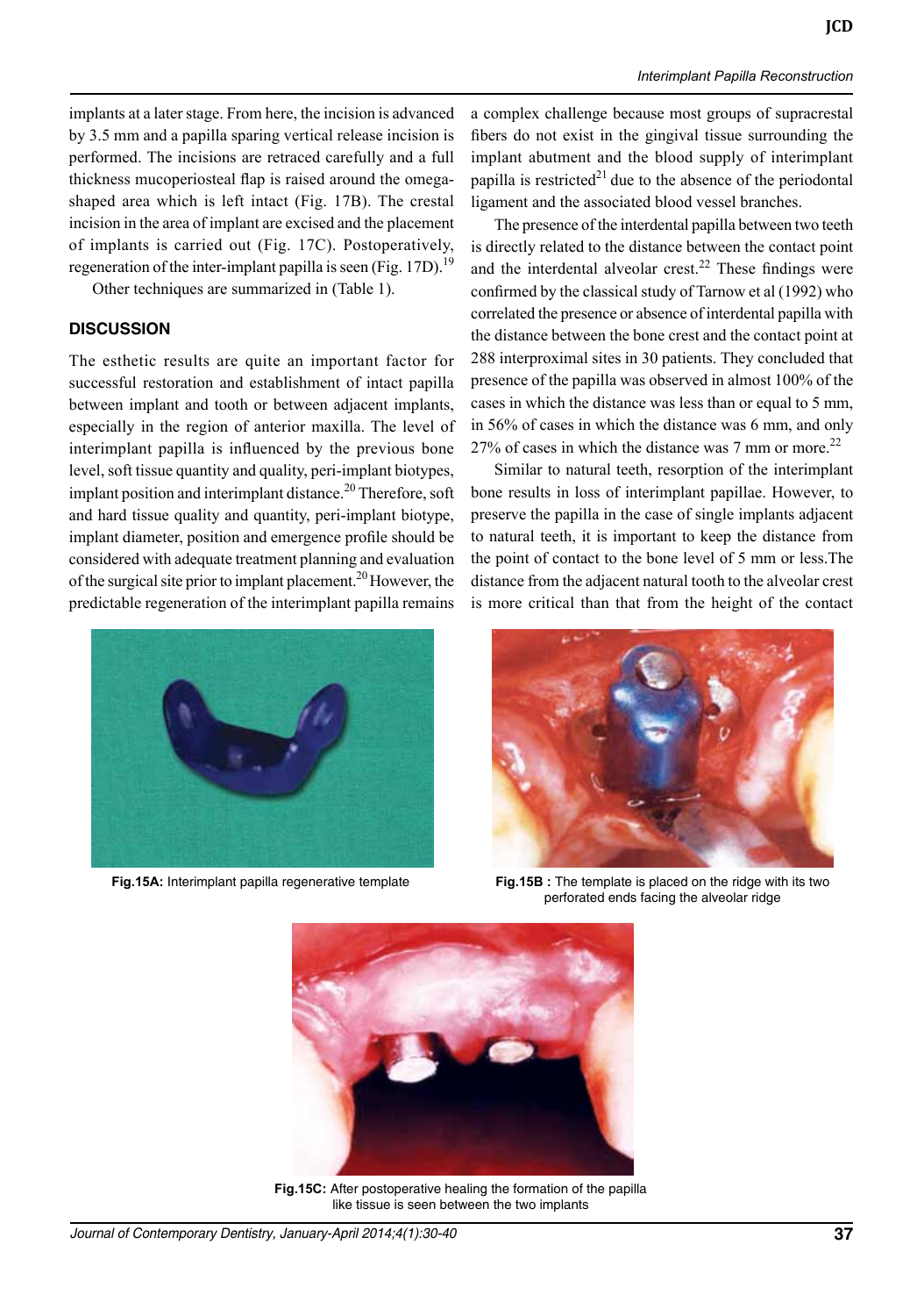implants at a later stage. From here, the incision is advanced by 3.5 mm and a papilla sparing vertical release incision is performed. The incisions are retracted carefully and a full thickness mucoperiosteal flap is raised around the omega-shaped area which is left intact (Fig. 17B). The crestal incision in the area of implant are excised and the placement of implants is carried out (Fig. 17C). Postoperatively, regeneration of the inter-implant papilla is seen (Fig. 17D).[19]

Other techniques are summarized in (Table 1).

## DISCUSSION

The esthetic results are quite an important factor for successful restoration and establishment of intact papilla between implant and tooth or between adjacent implants, especially in the region of anterior maxilla. The level of interimplant papilla is influenced by the previous bone level, soft tissue quantity and quality, peri-implant biotypes, implant position and interimplant distance.[20] Therefore, soft and hard tissue quality and quantity, peri-implant biotype, implant diameter, position and emergence profile should be considered with adequate treatment planning and evaluation of the surgical site prior to implant placement.[20] However, the predictable regeneration of the interimplant papilla remains a complex challenge because most groups of supracrestal fibers do not exist in the gingival tissue surrounding the implant abutment and the blood supply of interimplant papilla is restricted[21] due to the absence of the periodontal ligament and the associated blood vessel branches.

The presence of the interdental papilla between two teeth is directly related to the distance between the contact point and the interdental alveolar crest.[22] These findings were confirmed by the classical study of Tarnow et al (1992) who correlated the presence or absence of interdental papilla with the distance between the bone crest and the contact point at 288 interproximal sites in 30 patients. They concluded that presence of the papilla was observed in almost 100% of the cases in which the distance was less than or equal to 5 mm, in 56% of cases in which the distance was 6 mm, and only 27% of cases in which the distance was 7 mm or more.[22]

Similar to natural teeth, resorption of the interimplant bone results in loss of interimplant papillae. However, to preserve the papilla in the case of single implants adjacent to natural teeth, it is important to keep the distance from the point of contact to the bone level of 5 mm or less. The distance from the adjacent natural tooth to the alveolar crest is more critical than that from the height of the contact

**Fig.15A:** Interimplant papilla regenerative template

**Fig.15B :** The template is placed on the ridge with its two perforated ends facing the alveolar ridge

**Fig.15C:** After postoperative healing the formation of the papilla like tissue is seen between the two implants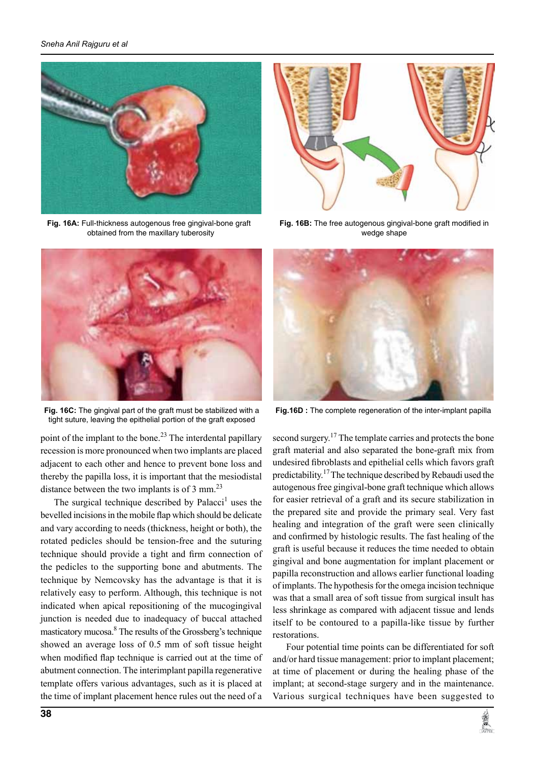Fig. 16A: Full-thickness autogenous free gingival-bone graft obtained from the maxillary tuberosity

Fig. 16B: The free autogenous gingival-bone graft modified in wedge shape

Fig. 16C: The gingival part of the graft must be stabilized with a tight suture, leaving the epithelial portion of the graft exposed

Fig.16D : The complete regeneration of the inter-implant papilla

point of the implant to the bone.[23] The interdental papillary recession is more pronounced when two implants are placed adjacent to each other and hence to prevent bone loss and thereby the papilla loss, it is important that the mesiodistal distance between the two implants is of 3 mm.[23]

The surgical technique described by Palacci[1] uses the bevelled incisions in the mobile flap which should be delicate and vary according to needs (thickness, height or both), the rotated pedicles should be tension-free and the suturing technique should provide a tight and firm connection of the pedicles to the supporting bone and abutments. The technique by Nemcovsky has the advantage is that it is relatively easy to perform. Although, this technique is not indicated when apical repositioning of the mucogingival junction is needed due to inadequacy of buccal attached masticatory mucosa.[8] The results of the Grossberg's technique showed an average loss of 0.5 mm of soft tissue height when modified flap technique is carried out at the time of abutment connection. The interimplant papilla regenerative template offers various advantages, such as it is placed at the time of implant placement hence rules out the need of a second surgery.[17] The template carries and protects the bone graft material and also separated the bone-graft mix from undesired fibroblasts and epithelial cells which favors graft predictability.[17] The technique described by Rebaudi used the autogenous free gingival-bone graft technique which allows for easier retrieval of a graft and its secure stabilization in the prepared site and provide the primary seal. Very fast healing and integration of the graft were seen clinically and confirmed by histologic results. The fast healing of the graft is useful because it reduces the time needed to obtain gingival and bone augmentation for implant placement or papilla reconstruction and allows earlier functional loading of implants. The hypothesis for the omega incision technique was that a small area of soft tissue from surgical insult has less shrinkage as compared with adjacent tissue and lends itself to be contoured to a papilla-like tissue by further restorations.

Four potential time points can be differentiated for soft and/or hard tissue management: prior to implant placement; at time of placement or during the healing phase of the implant; at second-stage surgery and in the maintenance. Various surgical techniques have been suggested to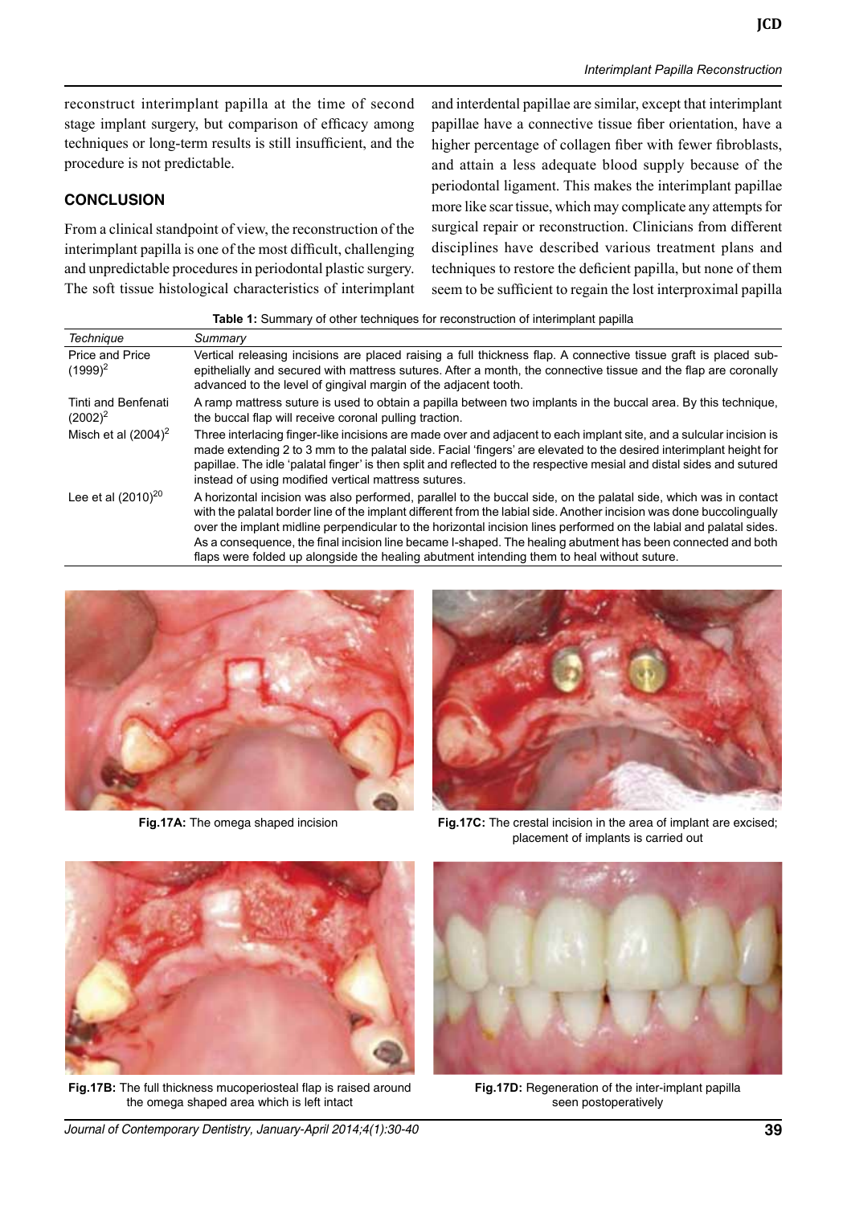reconstruct interimplant papilla at the time of second stage implant surgery, but comparison of efficacy among techniques or long-term results is still insufficient, and the procedure is not predictable.

## CONCLUSION

From a clinical standpoint of view, the reconstruction of the interimplant papilla is one of the most difficult, challenging and unpredictable procedures in periodontal plastic surgery. The soft tissue histological characteristics of interimplant and interdental papillae are similar, except that interimplant papillae have a connective tissue fiber orientation, have a higher percentage of collagen fiber with fewer fibroblasts, and attain a less adequate blood supply because of the periodontal ligament. This makes the interimplant papillae more like scar tissue, which may complicate any attempts for surgical repair or reconstruction. Clinicians from different disciplines have described various treatment plans and techniques to restore the deficient papilla, but none of them seem to be sufficient to regain the lost interproximal papilla

**Table 1:** Summary of other techniques for reconstruction of interimplant papilla

| *Technique* | *Summary* |
|---|---|
| Price and Price (1999)[2] | Vertical releasing incisions are placed raising a full thickness flap. A connective tissue graft is placed sub-epithelially and secured with mattress sutures. After a month, the connective tissue and the flap are coronally advanced to the level of gingival margin of the adjacent tooth. |
| Tinti and Benfenati (2002)[2] | A ramp mattress suture is used to obtain a papilla between two implants in the buccal area. By this technique, the buccal flap will receive coronal pulling traction. |
| Misch et al (2004)[2] | Three interlacing finger-like incisions are made over and adjacent to each implant site, and a sulcular incision is made extending 2 to 3 mm to the palatal side. Facial 'fingers' are elevated to the desired interimplant height for papillae. The idle 'palatal finger' is then split and reflected to the respective mesial and distal sides and sutured instead of using modified vertical mattress sutures. |
| Lee et al (2010)[20] | A horizontal incision was also performed, parallel to the buccal side, on the palatal side, which was in contact with the palatal border line of the implant different from the labial side. Another incision was done buccolingually over the implant midline perpendicular to the horizontal incision lines performed on the labial and palatal sides. As a consequence, the final incision line became I-shaped. The healing abutment has been connected and both flaps were folded up alongside the healing abutment intending them to heal without suture. |

**Fig.17A:** The omega shaped incision

**Fig.17B:** The full thickness mucoperiosteal flap is raised around the omega shaped area which is left intact

**Fig.17C:** The crestal incision in the area of implant are excised; placement of implants is carried out

**Fig.17D:** Regeneration of the inter-implant papilla seen postoperatively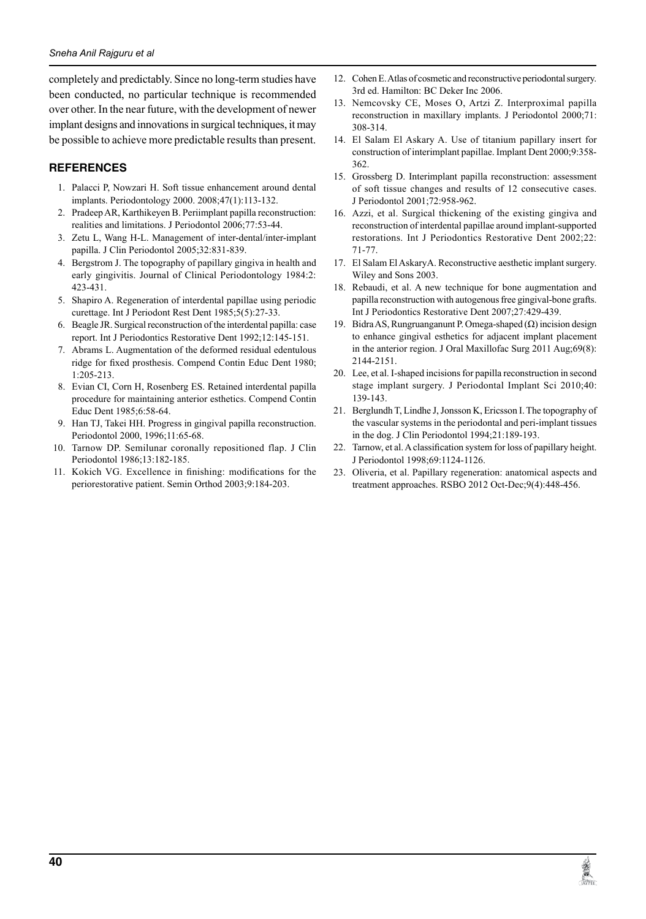completely and predictably. Since no long-term studies have been conducted, no particular technique is recommended over other. In the near future, with the development of newer implant designs and innovations in surgical techniques, it may be possible to achieve more predictable results than present.

## REFERENCES

1. Palacci P, Nowzari H. Soft tissue enhancement around dental implants. Periodontology 2000. 2008;47(1):113-132.
2. Pradeep AR, Karthikeyen B. Periimplant papilla reconstruction: realities and limitations. J Periodontol 2006;77:53-44.
3. Zetu L, Wang H-L. Management of inter-dental/inter-implant papilla. J Clin Periodontol 2005;32:831-839.
4. Bergstrom J. The topography of papillary gingiva in health and early gingivitis. Journal of Clinical Periodontology 1984:2: 423-431.
5. Shapiro A. Regeneration of interdental papillae using periodic curettage. Int J Periodont Rest Dent 1985;5(5):27-33.
6. Beagle JR. Surgical reconstruction of the interdental papilla: case report. Int J Periodontics Restorative Dent 1992;12:145-151.
7. Abrams L. Augmentation of the deformed residual edentulous ridge for fixed prosthesis. Compend Contin Educ Dent 1980; 1:205-213.
8. Evian CI, Corn H, Rosenberg ES. Retained interdental papilla procedure for maintaining anterior esthetics. Compend Contin Educ Dent 1985;6:58-64.
9. Han TJ, Takei HH. Progress in gingival papilla reconstruction. Periodontol 2000, 1996;11:65-68.
10. Tarnow DP. Semilunar coronally repositioned flap. J Clin Periodontol 1986;13:182-185.
11. Kokich VG. Excellence in finishing: modifications for the periorestorative patient. Semin Orthod 2003;9:184-203.
12. Cohen E. Atlas of cosmetic and reconstructive periodontal surgery. 3rd ed. Hamilton: BC Deker Inc 2006.
13. Nemcovsky CE, Moses O, Artzi Z. Interproximal papilla reconstruction in maxillary implants. J Periodontol 2000;71: 308-314.
14. El Salam El Askary A. Use of titanium papillary insert for construction of interimplant papillae. Implant Dent 2000;9:358-362.
15. Grossberg D. Interimplant papilla reconstruction: assessment of soft tissue changes and results of 12 consecutive cases. J Periodontol 2001;72:958-962.
16. Azzi, et al. Surgical thickening of the existing gingiva and reconstruction of interdental papillae around implant-supported restorations. Int J Periodontics Restorative Dent 2002;22: 71-77.
17. El Salam El AskaryA. Reconstructive aesthetic implant surgery. Wiley and Sons 2003.
18. Rebaudi, et al. A new technique for bone augmentation and papilla reconstruction with autogenous free gingival-bone grafts. Int J Periodontics Restorative Dent 2007;27:429-439.
19. Bidra AS, Rungruanganunt P. Omega-shaped (Ω) incision design to enhance gingival esthetics for adjacent implant placement in the anterior region. J Oral Maxillofac Surg 2011 Aug;69(8): 2144-2151.
20. Lee, et al. I-shaped incisions for papilla reconstruction in second stage implant surgery. J Periodontal Implant Sci 2010;40: 139-143.
21. Berglundh T, Lindhe J, Jonsson K, Ericsson I. The topography of the vascular systems in the periodontal and peri-implant tissues in the dog. J Clin Periodontol 1994;21:189-193.
22. Tarnow, et al. A classification system for loss of papillary height. J Periodontol 1998;69:1124-1126.
23. Oliveria, et al. Papillary regeneration: anatomical aspects and treatment approaches. RSBO 2012 Oct-Dec;9(4):448-456.